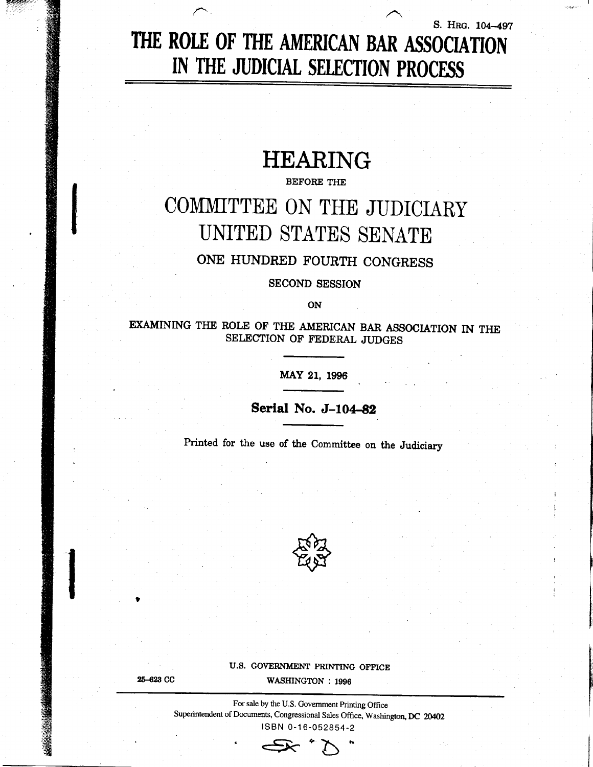S. Hrg. 104–497

# THE ROLE OF THE AMERICAN BAR ASSOCIATION IN THE JUDICIAL SELECTION PROCESS

## HEARING

BEFORE THE

## COMMITTEE ON THE JUDICIARY UNITED STATES SENATE

ONE HUNDRED FOURTH CONGRESS

SECOND SESSION

ON

EXAMINING THE ROLE OF THE AMERICAN BAR ASSOCIATION IN THE SELECTION OF FEDERAL JUDGES

MAY 21, 1996

**Serial No. J–104–82**

Printed for the use of the Committee on the Judiciary

U.S. GOVERNMENT PRINTING OFFICE

25–623 CC WASHINGTON : 1996

For sale by the U.S. Government Printing Office
Superintendent of Documents, Congressional Sales Office, Washington, DC 20402
ISBN 0-16-052854-2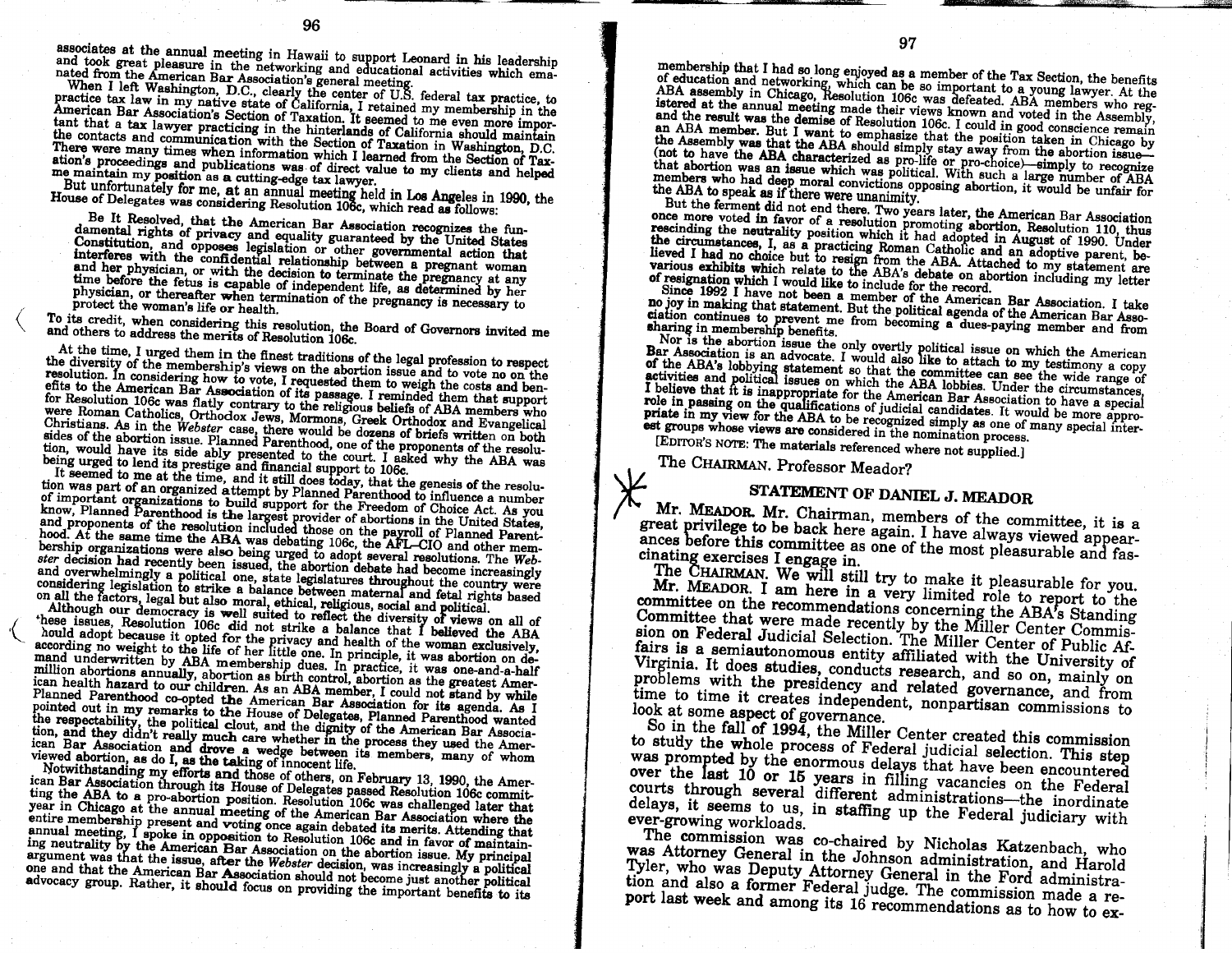associates at the annual meeting in Hawaii to support Leonard in his leadership and took great pleasure in the networking and educational activities which emanated from the American Bar Association's general meeting.

When I left Washington, D.C., clearly the center of U.S. federal tax practice, to practice tax law in my native state of California, I retained my membership in the American Bar Association's Section of Taxation. It seemed to me even more important that a tax lawyer practicing in the hinterlands of California should maintain the contacts and communication with the Section of Taxation in Washington, D.C. There were many times when information which I learned from the Section of Taxation's proceedings and publications was of direct value to my clients and helped me maintain my position as a cutting-edge tax lawyer.

But unfortunately for me, at an annual meeting held in Los Angeles in 1990, the House of Delegates was considering Resolution 106c, which read as follows:

> Be It Resolved, that the American Bar Association recognizes the fundamental rights of privacy and equality guaranteed by the United States Constitution, and opposes legislation or other governmental action that interferes with the confidential relationship between a pregnant woman and her physician, or with the decision to terminate the pregnancy at any time before the fetus is capable of independent life, as determined by her physician, or thereafter when termination of the pregnancy is necessary to protect the woman's life or health.

To its credit, when considering this resolution, the Board of Governors invited me and others to address the merits of Resolution 106c.

At the time, I urged them in the finest traditions of the legal profession to respect the diversity of the membership's views on the abortion issue and to vote no on the resolution. In considering how to vote, I requested them to weigh the costs and benefits to the American Bar Association of its passage. I reminded them that support for Resolution 106c was flatly contrary to the religious beliefs of ABA members who were Roman Catholics, Orthodox Jews, Mormons, Greek Orthodox and Evangelical Christians. As in the *Webster* case, there would be dozens of briefs written on both sides of the abortion issue. Planned Parenthood, one of the proponents of the resolution, would have its side ably presented to the court. I asked why the ABA was being urged to lend its prestige and financial support to 106c.

It seemed to me at the time, and it still does today, that the genesis of the resolution was part of an organized attempt by Planned Parenthood to influence a number of important organizations to build support for the Freedom of Choice Act. As you know, Planned Parenthood is the largest provider of abortions in the United States, and proponents of the resolution included those on the payroll of Planned Parenthood. At the same time the ABA was debating 106c, the AFL-CIO and other membership organizations were also being urged to adopt several resolutions. The *Webster* decision had recently been issued, the abortion debate had become increasingly and overwhelmingly a political one, state legislatures throughout the country were considering legislation to strike a balance between maternal and fetal rights based on all the factors, legal but also moral, ethical, religious, social and political.

Although our democracy is well suited to reflect the diversity of views on all of these issues, Resolution 106c did not strike a balance that I believed the ABA should adopt because it opted for the privacy and health of the woman exclusively, according no weight to the life of her little one. In principle, it was abortion on demand underwritten by ABA membership dues. In practice, it was one-and-a-half million abortions annually, abortion as birth control, abortion as the greatest American health hazard to our children. As an ABA member, I could not stand by while Planned Parenthood co-opted the American Bar Association for its agenda. As I pointed out in my remarks to the House of Delegates, Planned Parenthood wanted the respectability, the political clout, and the dignity of the American Bar Association, and they didn't really much care whether in the process they used the American Bar Association and drove a wedge between its members, many of whom viewed abortion, as do I, as the taking of innocent life.

Notwithstanding my efforts and those of others, on February 13, 1990, the American Bar Association through its House of Delegates passed Resolution 106c committing the ABA to a pro-abortion position. Resolution 106c was challenged later that year in Chicago at the annual meeting of the American Bar Association where the entire membership present and voting once again debated its merits. Attending that annual meeting, I spoke in opposition to Resolution 106c and in favor of maintaining neutrality by the American Bar Association on the abortion issue. My principal argument was that the issue, after the *Webster* decision, was increasingly a political one and that the American Bar Association should not become just another political advocacy group. Rather, it should focus on providing the important benefits to its membership that I had so long enjoyed as a member of the Tax Section, the benefits of education and networking, which can be so important to a young lawyer. At the ABA assembly in Chicago, Resolution 106c was defeated. ABA members who registered at the annual meeting made their views known and voted in the Assembly, and the result was the demise of Resolution 106c. I could in good conscience remain an ABA member. But I want to emphasize that the position taken in Chicago by the Assembly was that the ABA should simply stay away from the abortion issue—(not to have the ABA characterized as pro-life or pro-choice)—simply to recognize that abortion was an issue which was political. With such a large number of ABA members who had deep moral convictions opposing abortion, it would be unfair for the ABA to speak as if there were unanimity.

But the ferment did not end there. Two years later, the American Bar Association once more voted in favor of a resolution promoting abortion, Resolution 110, thus rescinding the neutrality position which it had adopted in August of 1990. Under the circumstances, I, as a practicing Roman Catholic and an adoptive parent, believed I had no choice but to resign from the ABA. Attached to my statement are various exhibits which relate to the ABA's debate on abortion including my letter of resignation which I would like to include for the record.

Since 1992 I have not been a member of the American Bar Association. I take no joy in making that statement. But the political agenda of the American Bar Association continues to prevent me from becoming a dues-paying member and from sharing in membership benefits.

Nor is the abortion issue the only overtly political issue on which the American Bar Association is an advocate. I would also like to attach to my testimony a copy of the ABA's lobbying statement so that the committee can see the wide range of activities and political issues on which the ABA lobbies. Under the circumstances, I believe that it is inappropriate for the American Bar Association to have a special role in passing on the qualifications of judicial candidates. It would be more appropriate in my view for the ABA to be recognized simply as one of many special interest groups whose views are considered in the nomination process.

[EDITOR'S NOTE: The materials referenced where not supplied.]

The CHAIRMAN. Professor Meador?

## STATEMENT OF DANIEL J. MEADOR

Mr. MEADOR. Mr. Chairman, members of the committee, it is a great privilege to be back here again. I have always viewed appearances before this committee as one of the most pleasurable and fascinating exercises I engage in.

The CHAIRMAN. We will still try to make it pleasurable for you.

Mr. MEADOR. I am here in a very limited role to report to the committee on the recommendations concerning the ABA's Standing Committee that were made recently by the Miller Center Commission on Federal Judicial Selection. The Miller Center of Public Affairs is a semiautonomous entity affiliated with the University of Virginia. It does studies, conducts research, and so on, mainly on problems with the presidency and related governance, and from time to time it creates independent, nonpartisan commissions to look at some aspect of governance.

So in the fall of 1994, the Miller Center created this commission to study the whole process of Federal judicial selection. This step was prompted by the enormous delays that have been encountered over the last 10 or 15 years in filling vacancies on the Federal courts through several different administrations—the inordinate delays, it seems to us, in staffing up the Federal judiciary with ever-growing workloads.

The commission was co-chaired by Nicholas Katzenbach, who was Attorney General in the Johnson administration, and Harold Tyler, who was Deputy Attorney General in the Ford administration and also a former Federal judge. The commission made a report last week and among its 16 recommendations as to how to ex-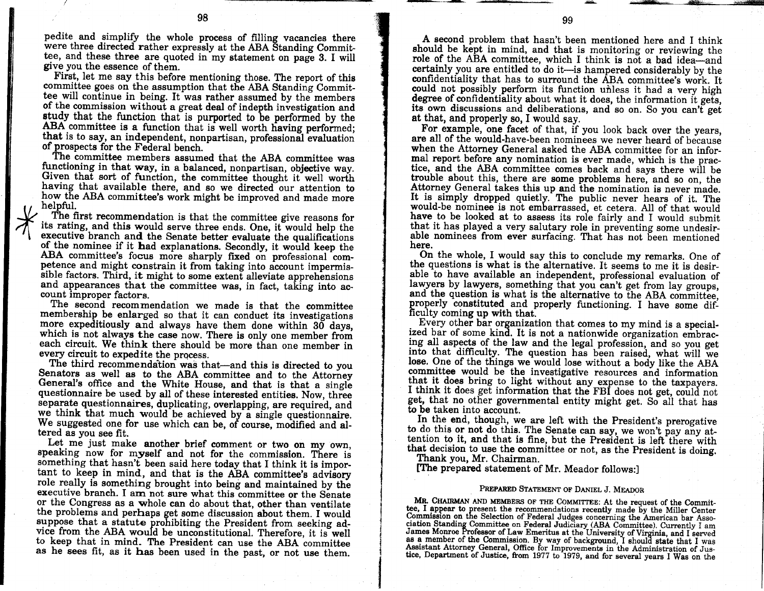pedite and simplify the whole process of filling vacancies there were three directed rather expressly at the ABA Standing Committee, and these three are quoted in my statement on page 3. I will give you the essence of them.

First, let me say this before mentioning those. The report of this committee goes on the assumption that the ABA Standing Committee will continue in being. It was rather assumed by the members of the commission without a great deal of indepth investigation and study that the function that is purported to be performed by the ABA committee is a function that is well worth having performed; that is to say, an independent, nonpartisan, professional evaluation of prospects for the Federal bench.

The committee members assumed that the ABA committee was functioning in that way, in a balanced, nonpartisan, objective way. Given that sort of function, the committee thought it well worth having that available there, and so we directed our attention to how the ABA committee's work might be improved and made more helpful.

The first recommendation is that the committee give reasons for its rating, and this would serve three ends. One, it would help the executive branch and the Senate better evaluate the qualifications of the nominee if it had explanations. Secondly, it would keep the ABA committee's focus more sharply fixed on professional competence and might constrain it from taking into account impermissible factors. Third, it might to some extent alleviate apprehensions and appearances that the committee was, in fact, taking into account improper factors.

The second recommendation we made is that the committee membership be enlarged so that it can conduct its investigations more expeditiously and always have them done within 30 days, which is not always the case now. There is only one member from each circuit. We think there should be more than one member in every circuit to expedite the process.

The third recommendation was that—and this is directed to you Senators as well as to the ABA committee and to the Attorney General's office and the White House, and that is that a single questionnaire be used by all of these interested entities. Now, three separate questionnaires, duplicating, overlapping, are required, and we think that much would be achieved by a single questionnaire. We suggested one for use which can be, of course, modified and altered as you see fit.

Let me just make another brief comment or two on my own, speaking now for myself and not for the commission. There is something that hasn't been said here today that I think it is important to keep in mind, and that is the ABA committee's advisory role really is something brought into being and maintained by the executive branch. I am not sure what this committee or the Senate or the Congress as a whole can do about that, other than ventilate the problems and perhaps get some discussion about them. I would suppose that a statute prohibiting the President from seeking advice from the ABA would be unconstitutional. Therefore, it is well to keep that in mind. The President can use the ABA committee as he sees fit, as it has been used in the past, or not use them.

A second problem that hasn't been mentioned here and I think should be kept in mind, and that is monitoring or reviewing the role of the ABA committee, which I think is not a bad idea—and certainly you are entitled to do it—is hampered considerably by the confidentiality that has to surround the ABA committee's work. It could not possibly perform its function unless it had a very high degree of confidentiality about what it does, the information it gets, its own discussions and deliberations, and so on. So you can't get at that, and properly so, I would say.

For example, one facet of that, if you look back over the years, are all of the would-have-been nominees we never heard of because when the Attorney General asked the ABA committee for an informal report before any nomination is ever made, which is the practice, and the ABA committee comes back and says there will be trouble about this, there are some problems here, and so on, the Attorney General takes this up and the nomination is never made. It is simply dropped quietly. The public never hears of it. The would-be nominee is not embarrassed, et cetera. All of that would have to be looked at to assess its role fairly and I would submit that it has played a very salutary role in preventing some undesirable nominees from ever surfacing. That has not been mentioned here.

On the whole, I would say this to conclude my remarks. One of the questions is what is the alternative. It seems to me it is desirable to have available an independent, professional evaluation of lawyers by lawyers, something that you can't get from lay groups, and the question is what is the alternative to the ABA committee, properly constituted and properly functioning. I have some difficulty coming up with that.

Every other bar organization that comes to my mind is a specialized bar of some kind. It is not a nationwide organization embracing all aspects of the law and the legal profession, and so you get into that difficulty. The question has been raised, what will we lose. One of the things we would lose without a body like the ABA committee would be the investigative resources and information that it does bring to light without any expense to the taxpayers. I think it does get information that the FBI does not get, could not get, that no other governmental entity might get. So all that has to be taken into account.

In the end, though, we are left with the President's prerogative to do this or not do this. The Senate can say, we won't pay any attention to it, and that is fine, but the President is left there with that decision to use the committee or not, as the President is doing.

Thank you, Mr. Chairman.

[The prepared statement of Mr. Meador follows:]

### PREPARED STATEMENT OF DANIEL J. MEADOR

MR. CHAIRMAN AND MEMBERS OF THE COMMITTEE: At the request of the Committee, I appear to present the recommendations recently made by the Miller Center Commission on the Selection of Federal Judges concerning the American bar Association Standing Committee on Federal Judiciary (ABA Committee). Currently I am James Monroe Professor of Law Emeritus at the University of Virginia, and I served as a member of the Commission. By way of background, I should state that I was Assistant Attorney General, Office for Improvements in the Administration of Justice, Department of Justice, from 1977 to 1979, and for several years I Was on the